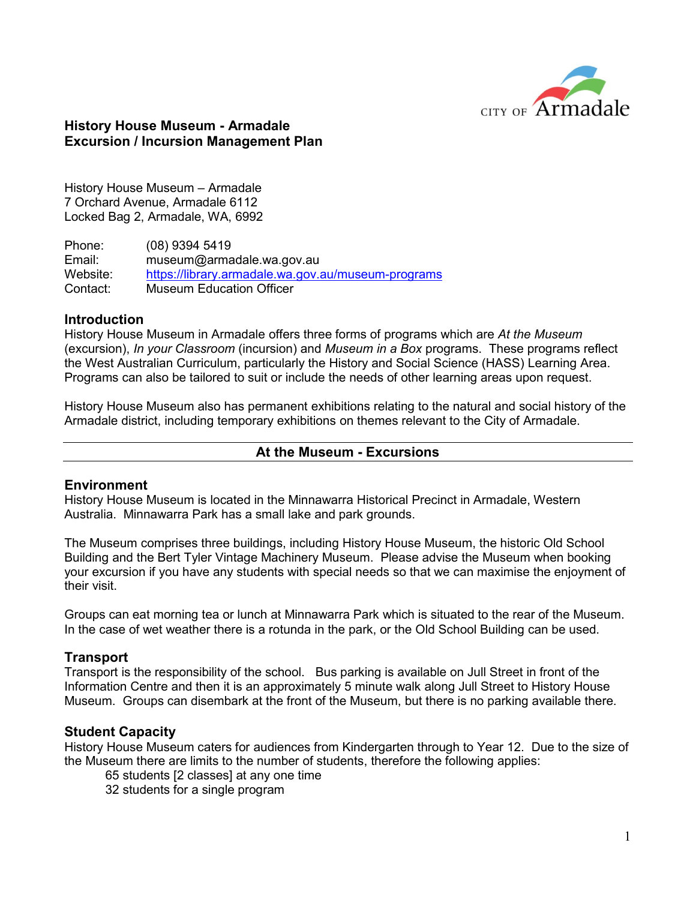# History House Museum - Armadale
# Excursion / Incursion Management Plan

History House Museum – Armadale
7 Orchard Avenue, Armadale 6112
Locked Bag 2, Armadale, WA, 6992

| | |
|---|---|
| Phone: | (08) 9394 5419 |
| Email: | museum@armadale.wa.gov.au |
| Website: | https://library.armadale.wa.gov.au/museum-programs |
| Contact: | Museum Education Officer |

## Introduction

History House Museum in Armadale offers three forms of programs which are *At the Museum* (excursion), *In your Classroom* (incursion) and *Museum in a Box* programs. These programs reflect the West Australian Curriculum, particularly the History and Social Science (HASS) Learning Area. Programs can also be tailored to suit or include the needs of other learning areas upon request.

History House Museum also has permanent exhibitions relating to the natural and social history of the Armadale district, including temporary exhibitions on themes relevant to the City of Armadale.

## At the Museum - Excursions

### Environment

History House Museum is located in the Minnawarra Historical Precinct in Armadale, Western Australia. Minnawarra Park has a small lake and park grounds.

The Museum comprises three buildings, including History House Museum, the historic Old School Building and the Bert Tyler Vintage Machinery Museum. Please advise the Museum when booking your excursion if you have any students with special needs so that we can maximise the enjoyment of their visit.

Groups can eat morning tea or lunch at Minnawarra Park which is situated to the rear of the Museum. In the case of wet weather there is a rotunda in the park, or the Old School Building can be used.

### Transport

Transport is the responsibility of the school. Bus parking is available on Jull Street in front of the Information Centre and then it is an approximately 5 minute walk along Jull Street to History House Museum. Groups can disembark at the front of the Museum, but there is no parking available there.

### Student Capacity

History House Museum caters for audiences from Kindergarten through to Year 12. Due to the size of the Museum there are limits to the number of students, therefore the following applies:

- 65 students [2 classes] at any one time
- 32 students for a single program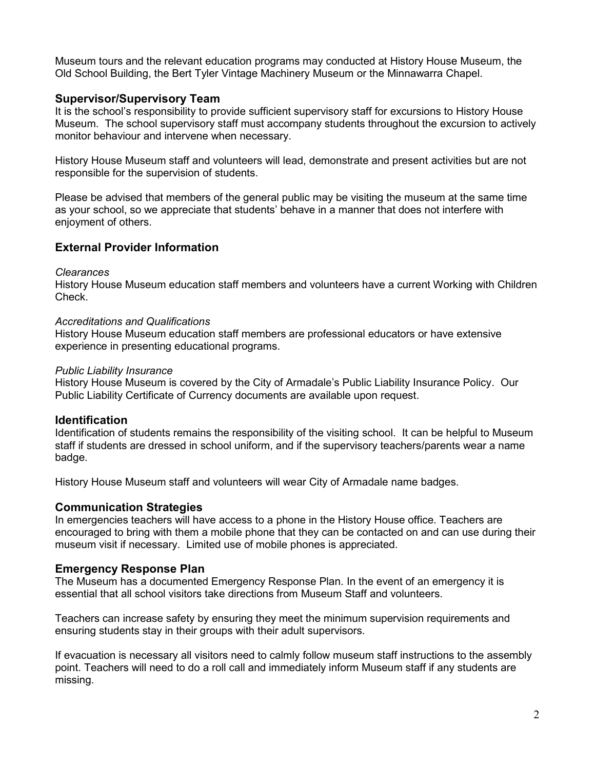Museum tours and the relevant education programs may conducted at History House Museum, the Old School Building, the Bert Tyler Vintage Machinery Museum or the Minnawarra Chapel.

## Supervisor/Supervisory Team

It is the school's responsibility to provide sufficient supervisory staff for excursions to History House Museum. The school supervisory staff must accompany students throughout the excursion to actively monitor behaviour and intervene when necessary.

History House Museum staff and volunteers will lead, demonstrate and present activities but are not responsible for the supervision of students.

Please be advised that members of the general public may be visiting the museum at the same time as your school, so we appreciate that students' behave in a manner that does not interfere with enjoyment of others.

## External Provider Information

*Clearances*
History House Museum education staff members and volunteers have a current Working with Children Check.

*Accreditations and Qualifications*
History House Museum education staff members are professional educators or have extensive experience in presenting educational programs.

*Public Liability Insurance*
History House Museum is covered by the City of Armadale's Public Liability Insurance Policy. Our Public Liability Certificate of Currency documents are available upon request.

## Identification

Identification of students remains the responsibility of the visiting school. It can be helpful to Museum staff if students are dressed in school uniform, and if the supervisory teachers/parents wear a name badge.

History House Museum staff and volunteers will wear City of Armadale name badges.

## Communication Strategies

In emergencies teachers will have access to a phone in the History House office. Teachers are encouraged to bring with them a mobile phone that they can be contacted on and can use during their museum visit if necessary. Limited use of mobile phones is appreciated.

## Emergency Response Plan

The Museum has a documented Emergency Response Plan. In the event of an emergency it is essential that all school visitors take directions from Museum Staff and volunteers.

Teachers can increase safety by ensuring they meet the minimum supervision requirements and ensuring students stay in their groups with their adult supervisors.

If evacuation is necessary all visitors need to calmly follow museum staff instructions to the assembly point. Teachers will need to do a roll call and immediately inform Museum staff if any students are missing.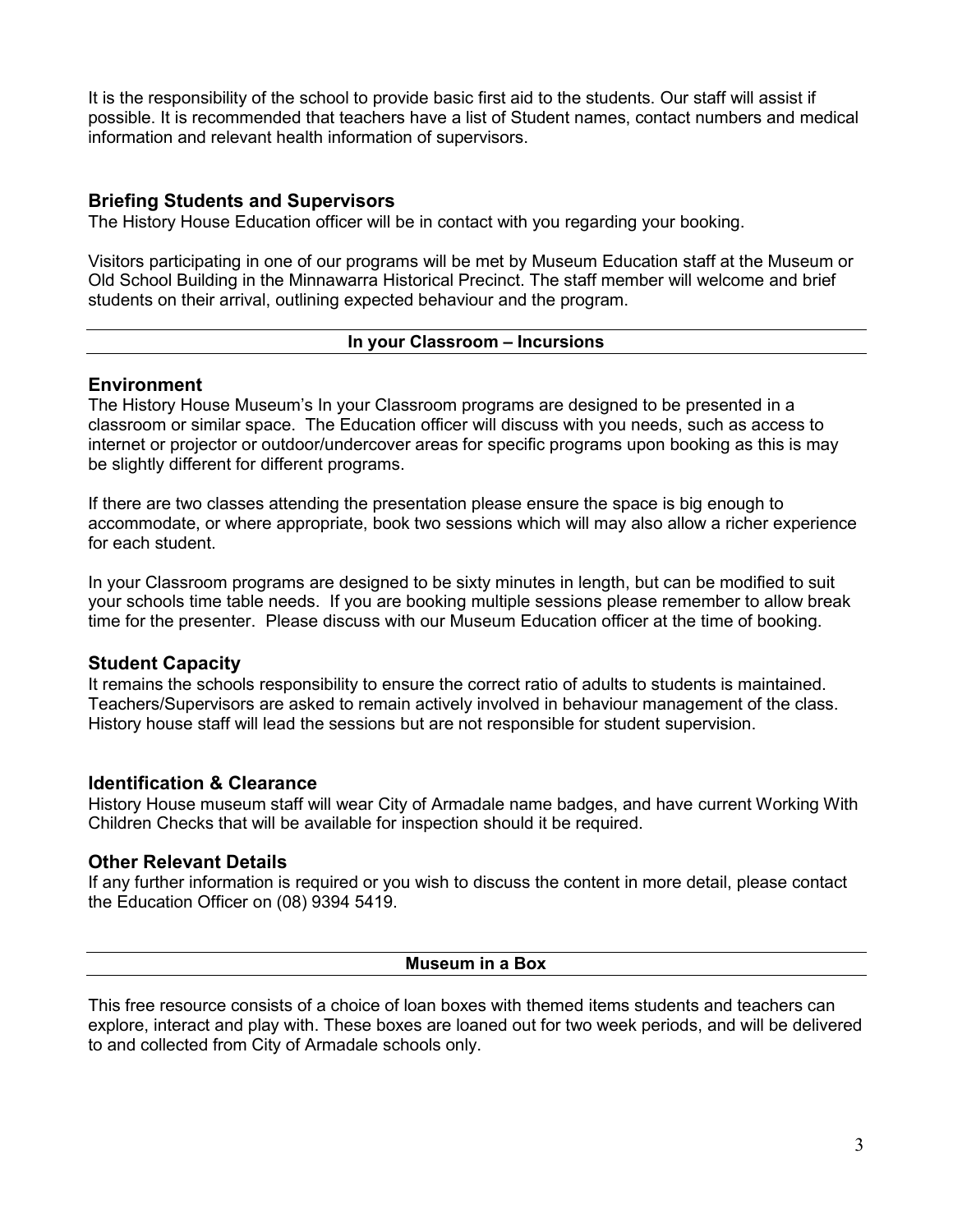It is the responsibility of the school to provide basic first aid to the students. Our staff will assist if possible. It is recommended that teachers have a list of Student names, contact numbers and medical information and relevant health information of supervisors.

### Briefing Students and Supervisors

The History House Education officer will be in contact with you regarding your booking.

Visitors participating in one of our programs will be met by Museum Education staff at the Museum or Old School Building in the Minnawarra Historical Precinct. The staff member will welcome and brief students on their arrival, outlining expected behaviour and the program.

---

**In your Classroom – Incursions**

---

### Environment

The History House Museum's In your Classroom programs are designed to be presented in a classroom or similar space. The Education officer will discuss with you needs, such as access to internet or projector or outdoor/undercover areas for specific programs upon booking as this is may be slightly different for different programs.

If there are two classes attending the presentation please ensure the space is big enough to accommodate, or where appropriate, book two sessions which will may also allow a richer experience for each student.

In your Classroom programs are designed to be sixty minutes in length, but can be modified to suit your schools time table needs. If you are booking multiple sessions please remember to allow break time for the presenter. Please discuss with our Museum Education officer at the time of booking.

### Student Capacity

It remains the schools responsibility to ensure the correct ratio of adults to students is maintained. Teachers/Supervisors are asked to remain actively involved in behaviour management of the class. History house staff will lead the sessions but are not responsible for student supervision.

### Identification & Clearance

History House museum staff will wear City of Armadale name badges, and have current Working With Children Checks that will be available for inspection should it be required.

### Other Relevant Details

If any further information is required or you wish to discuss the content in more detail, please contact the Education Officer on (08) 9394 5419.

---

**Museum in a Box**

---

This free resource consists of a choice of loan boxes with themed items students and teachers can explore, interact and play with. These boxes are loaned out for two week periods, and will be delivered to and collected from City of Armadale schools only.